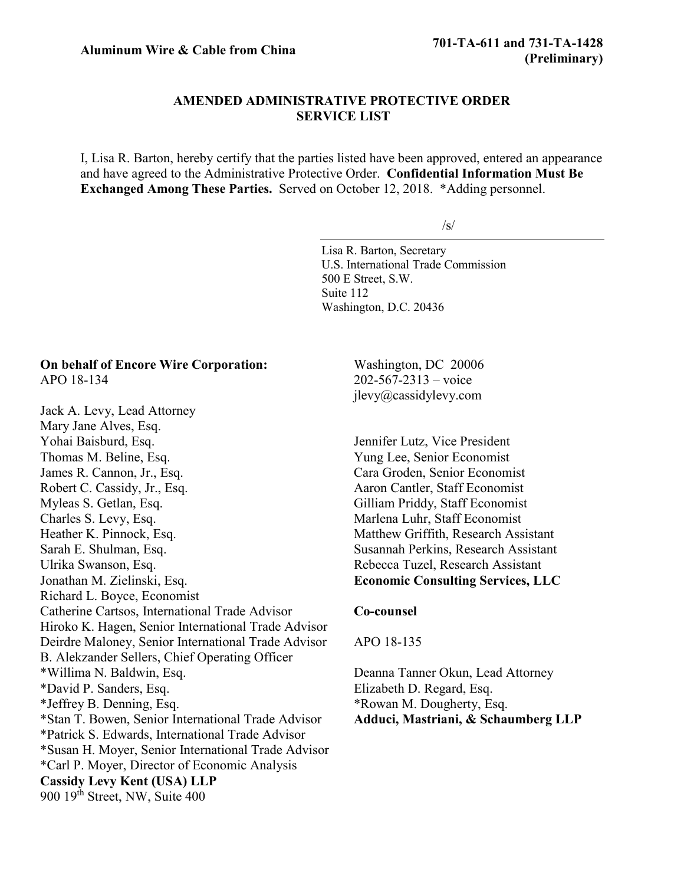**Aluminum Wire & Cable from China**

**701-TA-611 and 731-TA-1428 (Preliminary)**

## AMENDED ADMINISTRATIVE PROTECTIVE ORDER SERVICE LIST

I, Lisa R. Barton, hereby certify that the parties listed have been approved, entered an appearance and have agreed to the Administrative Protective Order. **Confidential Information Must Be Exchanged Among These Parties.** Served on October 12, 2018. *Adding personnel.

/s/

Lisa R. Barton, Secretary
U.S. International Trade Commission
500 E Street, S.W.
Suite 112
Washington, D.C. 20436

**On behalf of Encore Wire Corporation:**
APO 18-134

Jack A. Levy, Lead Attorney
Mary Jane Alves, Esq.
Yohai Baisburd, Esq.
Thomas M. Beline, Esq.
James R. Cannon, Jr., Esq.
Robert C. Cassidy, Jr., Esq.
Myleas S. Getlan, Esq.
Charles S. Levy, Esq.
Heather K. Pinnock, Esq.
Sarah E. Shulman, Esq.
Ulrika Swanson, Esq.
Jonathan M. Zielinski, Esq.
Richard L. Boyce, Economist
Catherine Cartsos, International Trade Advisor
Hiroko K. Hagen, Senior International Trade Advisor
Deirdre Maloney, Senior International Trade Advisor
B. Alekzander Sellers, Chief Operating Officer
*Willima N. Baldwin, Esq.
*David P. Sanders, Esq.
*Jeffrey B. Denning, Esq.
*Stan T. Bowen, Senior International Trade Advisor
*Patrick S. Edwards, International Trade Advisor
*Susan H. Moyer, Senior International Trade Advisor
*Carl P. Moyer, Director of Economic Analysis
**Cassidy Levy Kent (USA) LLP**
900 19th Street, NW, Suite 400
Washington, DC 20006
202-567-2313 – voice
jlevy@cassidylevy.com

Jennifer Lutz, Vice President
Yung Lee, Senior Economist
Cara Groden, Senior Economist
Aaron Cantler, Staff Economist
Gilliam Priddy, Staff Economist
Marlena Luhr, Staff Economist
Matthew Griffith, Research Assistant
Susannah Perkins, Research Assistant
Rebecca Tuzel, Research Assistant
**Economic Consulting Services, LLC**

**Co-counsel**

APO 18-135

Deanna Tanner Okun, Lead Attorney
Elizabeth D. Regard, Esq.
*Rowan M. Dougherty, Esq.
**Adduci, Mastriani, & Schaumberg LLP**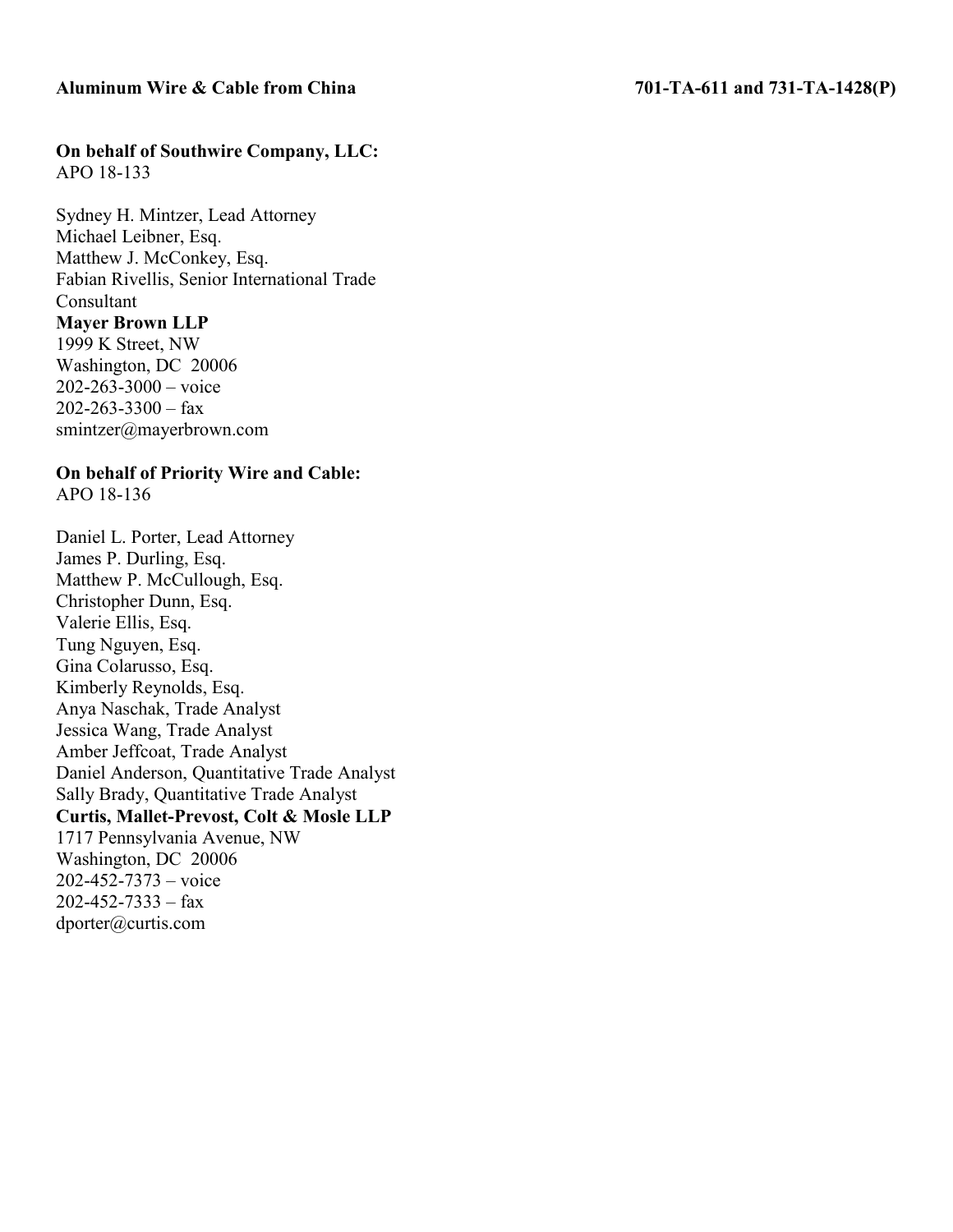**On behalf of Southwire Company, LLC:**
APO 18-133

Sydney H. Mintzer, Lead Attorney
Michael Leibner, Esq.
Matthew J. McConkey, Esq.
Fabian Rivellis, Senior International Trade Consultant
**Mayer Brown LLP**
1999 K Street, NW
Washington, DC 20006
202-263-3000 – voice
202-263-3300 – fax
smintzer@mayerbrown.com

**On behalf of Priority Wire and Cable:**
APO 18-136

Daniel L. Porter, Lead Attorney
James P. Durling, Esq.
Matthew P. McCullough, Esq.
Christopher Dunn, Esq.
Valerie Ellis, Esq.
Tung Nguyen, Esq.
Gina Colarusso, Esq.
Kimberly Reynolds, Esq.
Anya Naschak, Trade Analyst
Jessica Wang, Trade Analyst
Amber Jeffcoat, Trade Analyst
Daniel Anderson, Quantitative Trade Analyst
Sally Brady, Quantitative Trade Analyst
**Curtis, Mallet-Prevost, Colt & Mosle LLP**
1717 Pennsylvania Avenue, NW
Washington, DC 20006
202-452-7373 – voice
202-452-7333 – fax
dporter@curtis.com